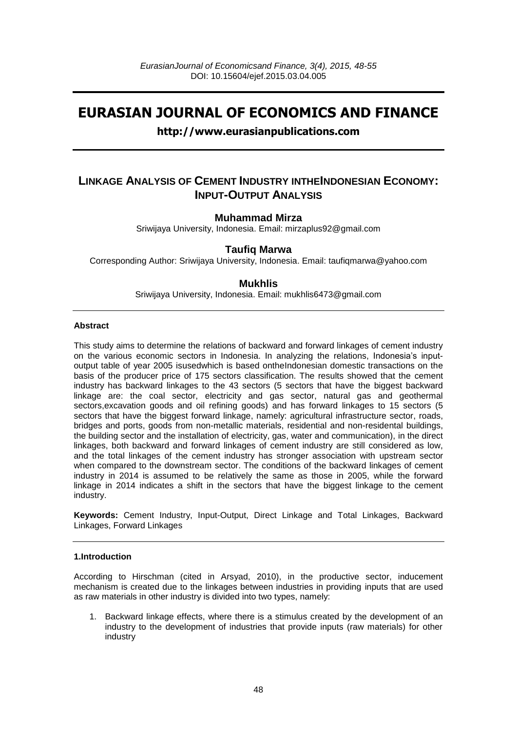*EurasianJournal of Economicsand Finance, 3(4), 2015, 48-55*
DOI: 10.15604/ejef.2015.03.04.005

# EURASIAN JOURNAL OF ECONOMICS AND FINANCE

**http://www.eurasianpublications.com**

## LINKAGE ANALYSIS OF CEMENT INDUSTRY INTHEINDONESIAN ECONOMY: INPUT-OUTPUT ANALYSIS

**Muhammad Mirza**

Sriwijaya University, Indonesia. Email: mirzaplus92@gmail.com

**Taufiq Marwa**

Corresponding Author: Sriwijaya University, Indonesia. Email: taufiqmarwa@yahoo.com

**Mukhlis**

Sriwijaya University, Indonesia. Email: mukhlis6473@gmail.com

---

#### Abstract

This study aims to determine the relations of backward and forward linkages of cement industry on the various economic sectors in Indonesia. In analyzing the relations, Indonesia's input-output table of year 2005 isusedwhich is based ontheIndonesian domestic transactions on the basis of the producer price of 175 sectors classification. The results showed that the cement industry has backward linkages to the 43 sectors (5 sectors that have the biggest backward linkage are: the coal sector, electricity and gas sector, natural gas and geothermal sectors,excavation goods and oil refining goods) and has forward linkages to 15 sectors (5 sectors that have the biggest forward linkage, namely: agricultural infrastructure sector, roads, bridges and ports, goods from non-metallic materials, residential and non-residental buildings, the building sector and the installation of electricity, gas, water and communication), in the direct linkages, both backward and forward linkages of cement industry are still considered as low, and the total linkages of the cement industry has stronger association with upstream sector when compared to the downstream sector. The conditions of the backward linkages of cement industry in 2014 is assumed to be relatively the same as those in 2005, while the forward linkage in 2014 indicates a shift in the sectors that have the biggest linkage to the cement industry.

**Keywords:** Cement Industry, Input-Output, Direct Linkage and Total Linkages, Backward Linkages, Forward Linkages

---

#### 1.Introduction

According to Hirschman (cited in Arsyad, 2010), in the productive sector, inducement mechanism is created due to the linkages between industries in providing inputs that are used as raw materials in other industry is divided into two types, namely:

1. Backward linkage effects, where there is a stimulus created by the development of an industry to the development of industries that provide inputs (raw materials) for other industry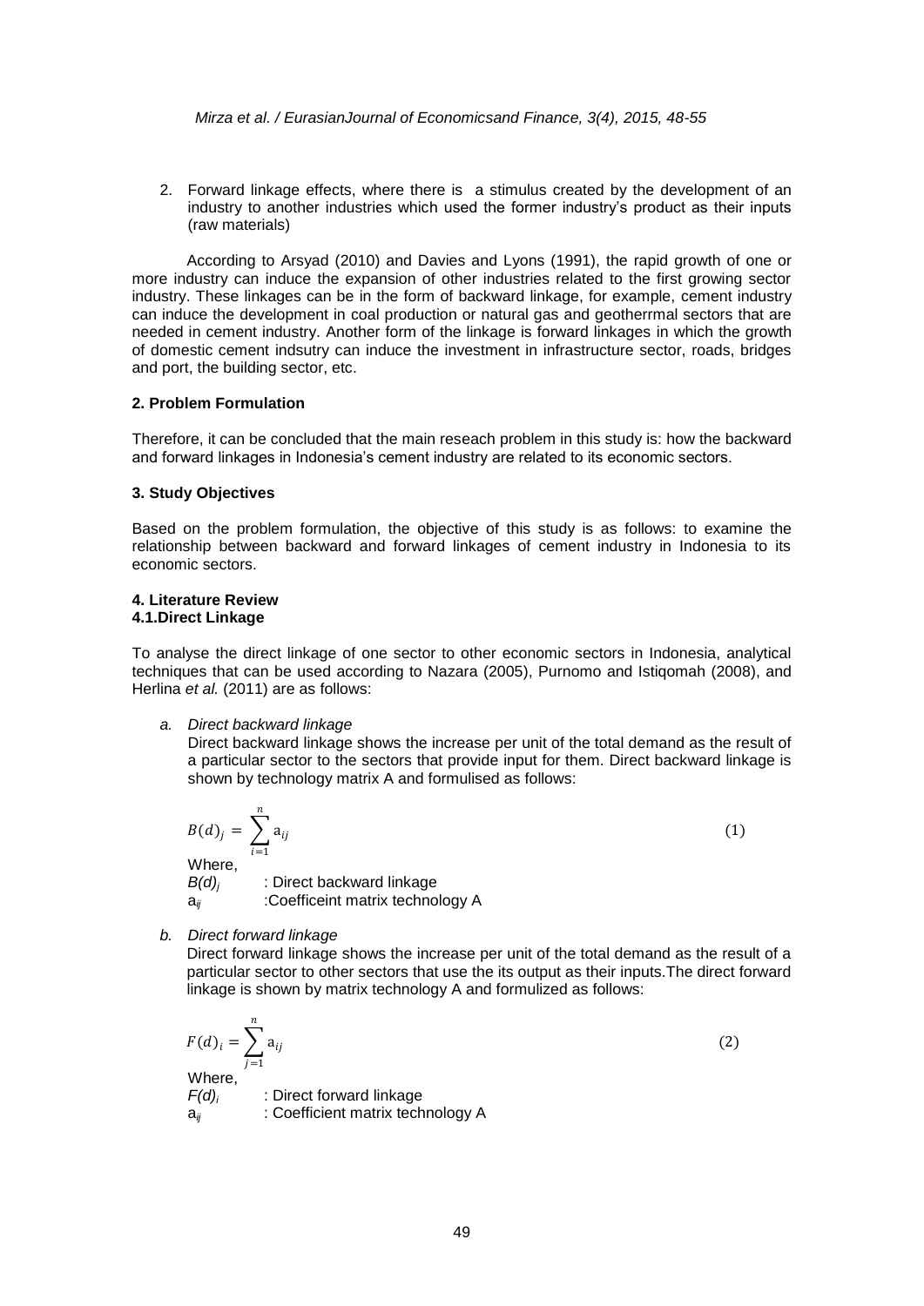2. Forward linkage effects, where there is a stimulus created by the development of an industry to another industries which used the former industry's product as their inputs (raw materials)

According to Arsyad (2010) and Davies and Lyons (1991), the rapid growth of one or more industry can induce the expansion of other industries related to the first growing sector industry. These linkages can be in the form of backward linkage, for example, cement industry can induce the development in coal production or natural gas and geotherrmal sectors that are needed in cement industry. Another form of the linkage is forward linkages in which the growth of domestic cement indsutry can induce the investment in infrastructure sector, roads, bridges and port, the building sector, etc.

## 2. Problem Formulation

Therefore, it can be concluded that the main reseach problem in this study is: how the backward and forward linkages in Indonesia's cement industry are related to its economic sectors.

## 3. Study Objectives

Based on the problem formulation, the objective of this study is as follows: to examine the relationship between backward and forward linkages of cement industry in Indonesia to its economic sectors.

## 4. Literature Review

### 4.1.Direct Linkage

To analyse the direct linkage of one sector to other economic sectors in Indonesia, analytical techniques that can be used according to Nazara (2005), Purnomo and Istiqomah (2008), and Herlina *et al.* (2011) are as follows:

a. *Direct backward linkage*

Direct backward linkage shows the increase per unit of the total demand as the result of a particular sector to the sectors that provide input for them. Direct backward linkage is shown by technology matrix A and formulised as follows:

$$B(d)_j = \sum_{i=1}^{n} a_{ij} \tag{1}$$

Where,

$B(d)_j$ : Direct backward linkage

$a_{ij}$ :Coefficeint matrix technology A

b. *Direct forward linkage*

Direct forward linkage shows the increase per unit of the total demand as the result of a particular sector to other sectors that use the its output as their inputs.The direct forward linkage is shown by matrix technology A and formulized as follows:

$$F(d)_i = \sum_{j=1}^{n} a_{ij} \tag{2}$$

Where,

$F(d)_i$ : Direct forward linkage

$a_{ij}$ : Coefficient matrix technology A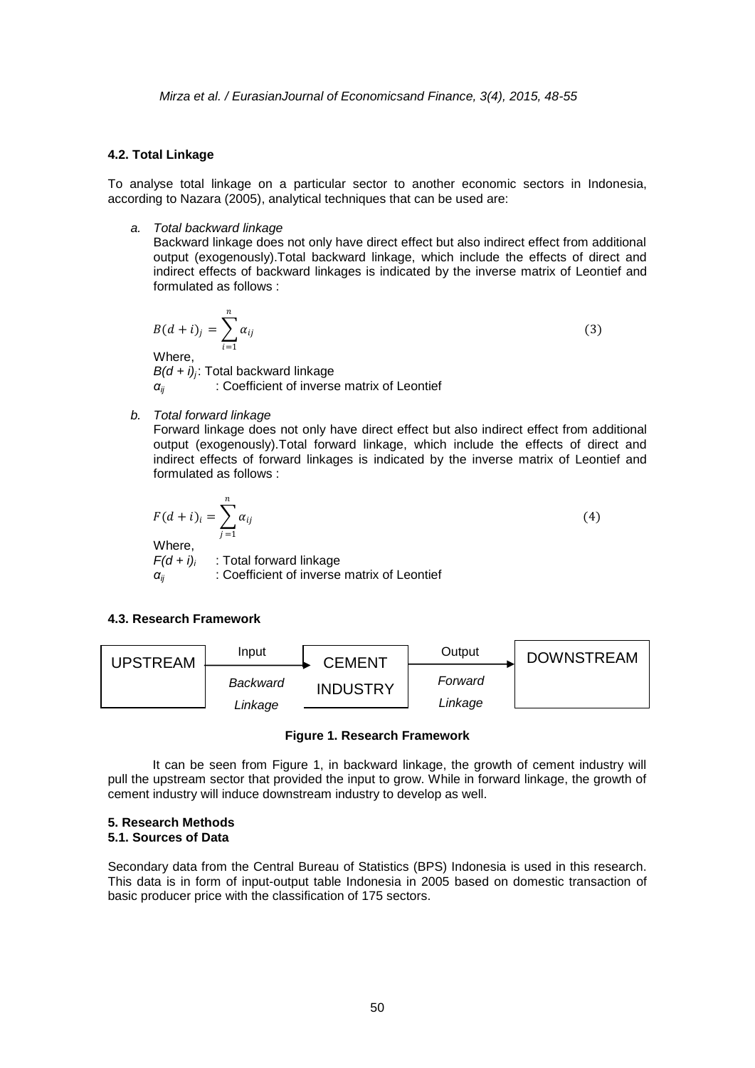### 4.2. Total Linkage

To analyse total linkage on a particular sector to another economic sectors in Indonesia, according to Nazara (2005), analytical techniques that can be used are:

a. *Total backward linkage*

Backward linkage does not only have direct effect but also indirect effect from additional output (exogenously).Total backward linkage, which include the effects of direct and indirect effects of backward linkages is indicated by the inverse matrix of Leontief and formulated as follows :

$$B(d+i)_j = \sum_{i=1}^{n} \alpha_{ij} \tag{3}$$

Where,
$B(d + i)_j$: Total backward linkage
$\alpha_{ij}$ : Coefficient of inverse matrix of Leontief

b. *Total forward linkage*

Forward linkage does not only have direct effect but also indirect effect from additional output (exogenously).Total forward linkage, which include the effects of direct and indirect effects of forward linkages is indicated by the inverse matrix of Leontief and formulated as follows :

$$F(d+i)_i = \sum_{j=1}^{n} \alpha_{ij} \tag{4}$$

Where,
$F(d + i)_i$ : Total forward linkage
$\alpha_{ij}$ : Coefficient of inverse matrix of Leontief

### 4.3. Research Framework

UPSTREAM → Input (*Backward Linkage*) → CEMENT INDUSTRY → Output (*Forward Linkage*) → DOWNSTREAM

**Figure 1. Research Framework**

It can be seen from Figure 1, in backward linkage, the growth of cement industry will pull the upstream sector that provided the input to grow. While in forward linkage, the growth of cement industry will induce downstream industry to develop as well.

## 5. Research Methods

### 5.1. Sources of Data

Secondary data from the Central Bureau of Statistics (BPS) Indonesia is used in this research. This data is in form of input-output table Indonesia in 2005 based on domestic transaction of basic producer price with the classification of 175 sectors.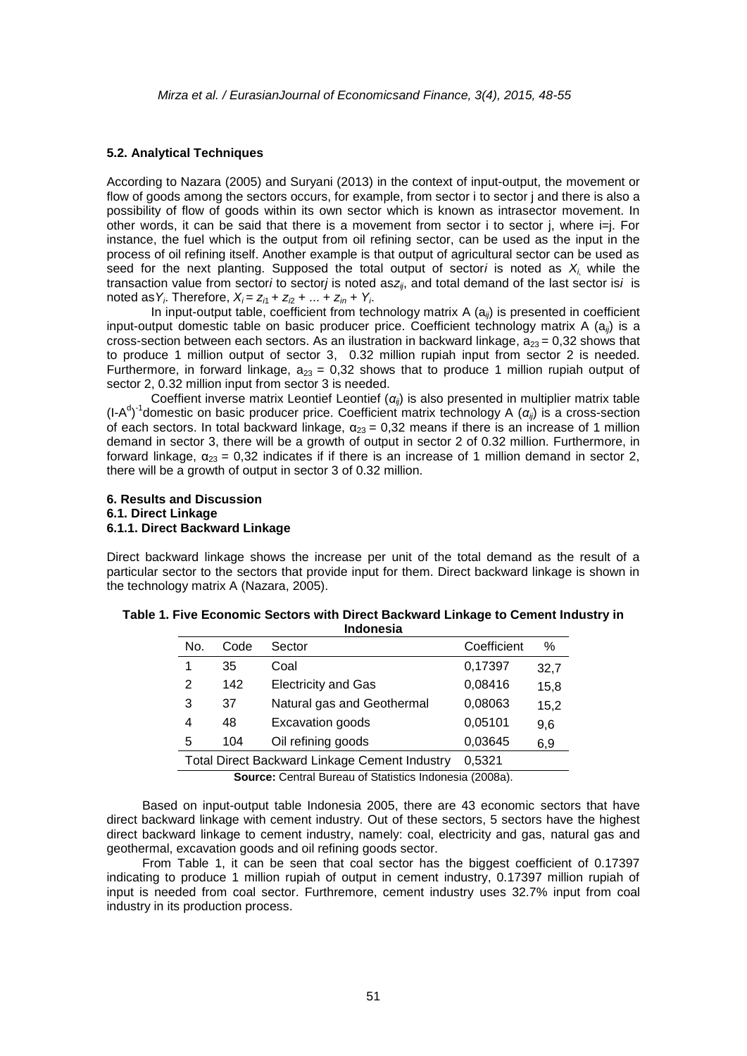### 5.2. Analytical Techniques

According to Nazara (2005) and Suryani (2013) in the context of input-output, the movement or flow of goods among the sectors occurs, for example, from sector i to sector j and there is also a possibility of flow of goods within its own sector which is known as intrasector movement. In other words, it can be said that there is a movement from sector i to sector j, where i=j. For instance, the fuel which is the output from oil refining sector, can be used as the input in the process of oil refining itself. Another example is that output of agricultural sector can be used as seed for the next planting. Supposed the total output of sector*i* is noted as $X_i$, while the transaction value from sector*i* to sector*j* is noted as$z_{ij}$, and total demand of the last sector is*i* is noted as$Y_i$. Therefore, $X_i = z_{i1} + z_{i2} + ... + z_{in} + Y_i$.

In input-output table, coefficient from technology matrix A ($a_{ij}$) is presented in coefficient input-output domestic table on basic producer price. Coefficient technology matrix A ($a_{ij}$) is a cross-section between each sectors. As an ilustration in backward linkage, $a_{23}$ = 0,32 shows that to produce 1 million output of sector 3, 0.32 million rupiah input from sector 2 is needed. Furthermore, in forward linkage, $a_{23}$ = 0,32 shows that to produce 1 million rupiah output of sector 2, 0.32 million input from sector 3 is needed.

Coeffient inverse matrix Leontief Leontief ($\alpha_{ij}$) is also presented in multiplier matrix table $(I-A^d)^{-1}$domestic on basic producer price. Coefficient matrix technology A ($\alpha_{ij}$) is a cross-section of each sectors. In total backward linkage, $\alpha_{23}$ = 0,32 means if there is an increase of 1 million demand in sector 3, there will be a growth of output in sector 2 of 0.32 million. Furthermore, in forward linkage, $\alpha_{23}$ = 0,32 indicates if if there is an increase of 1 million demand in sector 2, there will be a growth of output in sector 3 of 0.32 million.

## 6. Results and Discussion

### 6.1. Direct Linkage

#### 6.1.1. Direct Backward Linkage

Direct backward linkage shows the increase per unit of the total demand as the result of a particular sector to the sectors that provide input for them. Direct backward linkage is shown in the technology matrix A (Nazara, 2005).

**Table 1. Five Economic Sectors with Direct Backward Linkage to Cement Industry in Indonesia**

| No. | Code | Sector | Coefficient | % |
|---|---|---|---|---|
| 1 | 35 | Coal | 0,17397 | 32,7 |
| 2 | 142 | Electricity and Gas | 0,08416 | 15,8 |
| 3 | 37 | Natural gas and Geothermal | 0,08063 | 15,2 |
| 4 | 48 | Excavation goods | 0,05101 | 9,6 |
| 5 | 104 | Oil refining goods | 0,03645 | 6,9 |
| Total Direct Backward Linkage Cement Industry | | | 0,5321 | |

**Source:** Central Bureau of Statistics Indonesia (2008a).

Based on input-output table Indonesia 2005, there are 43 economic sectors that have direct backward linkage with cement industry. Out of these sectors, 5 sectors have the highest direct backward linkage to cement industry, namely: coal, electricity and gas, natural gas and geothermal, excavation goods and oil refining goods sector.

From Table 1, it can be seen that coal sector has the biggest coefficient of 0.17397 indicating to produce 1 million rupiah of output in cement industry, 0.17397 million rupiah of input is needed from coal sector. Furthremore, cement industry uses 32.7% input from coal industry in its production process.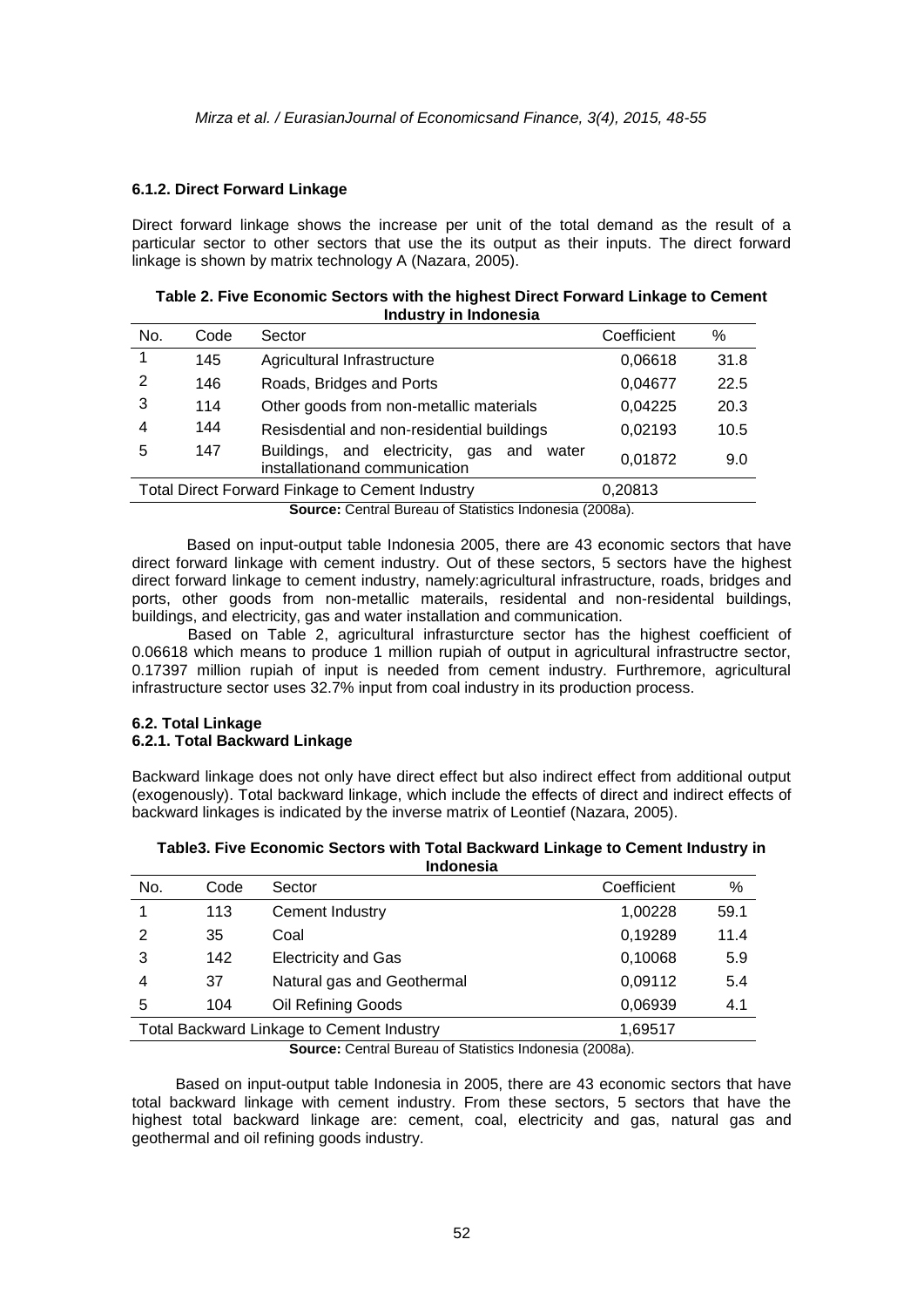#### 6.1.2. Direct Forward Linkage

Direct forward linkage shows the increase per unit of the total demand as the result of a particular sector to other sectors that use the its output as their inputs. The direct forward linkage is shown by matrix technology A (Nazara, 2005).

**Table 2. Five Economic Sectors with the highest Direct Forward Linkage to Cement Industry in Indonesia**

| No. | Code | Sector | Coefficient | % |
|---|---|---|---|---|
| 1 | 145 | Agricultural Infrastructure | 0,06618 | 31.8 |
| 2 | 146 | Roads, Bridges and Ports | 0,04677 | 22.5 |
| 3 | 114 | Other goods from non-metallic materials | 0,04225 | 20.3 |
| 4 | 144 | Resisdential and non-residential buildings | 0,02193 | 10.5 |
| 5 | 147 | Buildings, and electricity, gas and water installationand communication | 0,01872 | 9.0 |
| Total Direct Forward Finkage to Cement Industry | | | 0,20813 | |

**Source:** Central Bureau of Statistics Indonesia (2008a).

Based on input-output table Indonesia 2005, there are 43 economic sectors that have direct forward linkage with cement industry. Out of these sectors, 5 sectors have the highest direct forward linkage to cement industry, namely:agricultural infrastructure, roads, bridges and ports, other goods from non-metallic materails, residental and non-residental buildings, buildings, and electricity, gas and water installation and communication.

Based on Table 2, agricultural infrasturcture sector has the highest coefficient of 0.06618 which means to produce 1 million rupiah of output in agricultural infrastructre sector, 0.17397 million rupiah of input is needed from cement industry. Furthremore, agricultural infrastructure sector uses 32.7% input from coal industry in its production process.

### 6.2. Total Linkage

#### 6.2.1. Total Backward Linkage

Backward linkage does not only have direct effect but also indirect effect from additional output (exogenously). Total backward linkage, which include the effects of direct and indirect effects of backward linkages is indicated by the inverse matrix of Leontief (Nazara, 2005).

**Table3. Five Economic Sectors with Total Backward Linkage to Cement Industry in Indonesia**

| No. | Code | Sector | Coefficient | % |
|---|---|---|---|---|
| 1 | 113 | Cement Industry | 1,00228 | 59.1 |
| 2 | 35 | Coal | 0,19289 | 11.4 |
| 3 | 142 | Electricity and Gas | 0,10068 | 5.9 |
| 4 | 37 | Natural gas and Geothermal | 0,09112 | 5.4 |
| 5 | 104 | Oil Refining Goods | 0,06939 | 4.1 |
| Total Backward Linkage to Cement Industry | | | 1,69517 | |

**Source:** Central Bureau of Statistics Indonesia (2008a).

Based on input-output table Indonesia in 2005, there are 43 economic sectors that have total backward linkage with cement industry. From these sectors, 5 sectors that have the highest total backward linkage are: cement, coal, electricity and gas, natural gas and geothermal and oil refining goods industry.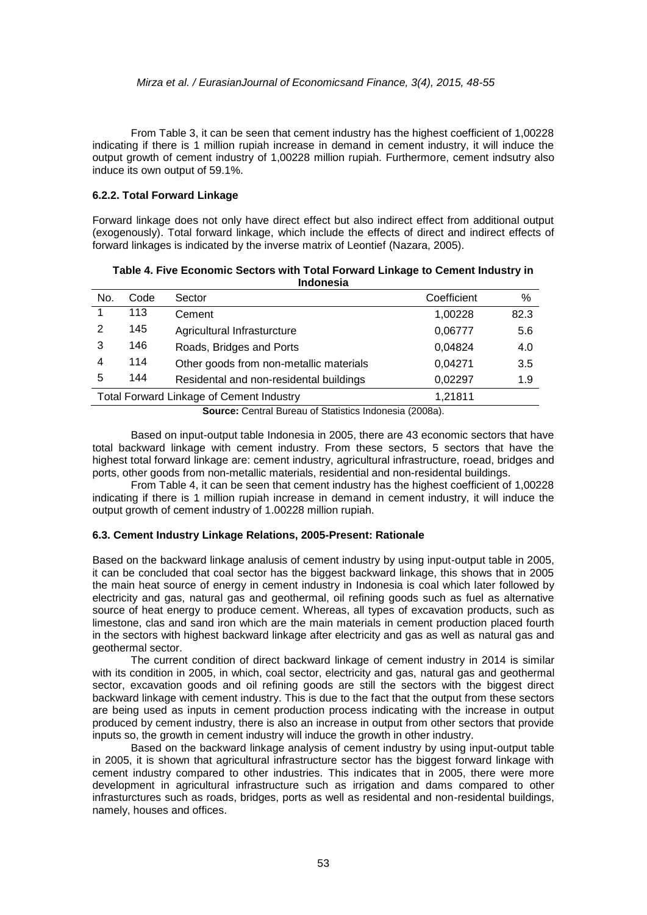From Table 3, it can be seen that cement industry has the highest coefficient of 1,00228 indicating if there is 1 million rupiah increase in demand in cement industry, it will induce the output growth of cement industry of 1,00228 million rupiah. Furthermore, cement indsutry also induce its own output of 59.1%.

### 6.2.2. Total Forward Linkage

Forward linkage does not only have direct effect but also indirect effect from additional output (exogenously). Total forward linkage, which include the effects of direct and indirect effects of forward linkages is indicated by the inverse matrix of Leontief (Nazara, 2005).

**Table 4. Five Economic Sectors with Total Forward Linkage to Cement Industry in Indonesia**

| No. | Code | Sector | Coefficient | % |
|---|---|---|---|---|
| 1 | 113 | Cement | 1,00228 | 82.3 |
| 2 | 145 | Agricultural Infrastructure | 0,06777 | 5.6 |
| 3 | 146 | Roads, Bridges and Ports | 0,04824 | 4.0 |
| 4 | 114 | Other goods from non-metallic materials | 0,04271 | 3.5 |
| 5 | 144 | Residental and non-residental buildings | 0,02297 | 1.9 |
| Total Forward Linkage of Cement Industry | | | 1,21811 | |

**Source:** Central Bureau of Statistics Indonesia (2008a).

Based on input-output table Indonesia in 2005, there are 43 economic sectors that have total backward linkage with cement industry. From these sectors, 5 sectors that have the highest total forward linkage are: cement industry, agricultural infrastructure, roead, bridges and ports, other goods from non-metallic materials, residential and non-residental buildings.

From Table 4, it can be seen that cement industry has the highest coefficient of 1,00228 indicating if there is 1 million rupiah increase in demand in cement industry, it will induce the output growth of cement industry of 1.00228 million rupiah.

### 6.3. Cement Industry Linkage Relations, 2005-Present: Rationale

Based on the backward linkage analusis of cement industry by using input-output table in 2005, it can be concluded that coal sector has the biggest backward linkage, this shows that in 2005 the main heat source of energy in cement industry in Indonesia is coal which later followed by electricity and gas, natural gas and geothermal, oil refining goods such as fuel as alternative source of heat energy to produce cement. Whereas, all types of excavation products, such as limestone, clas and sand iron which are the main materials in cement production placed fourth in the sectors with highest backward linkage after electricity and gas as well as natural gas and geothermal sector.

The current condition of direct backward linkage of cement industry in 2014 is similar with its condition in 2005, in which, coal sector, electricity and gas, natural gas and geothermal sector, excavation goods and oil refining goods are still the sectors with the biggest direct backward linkage with cement industry. This is due to the fact that the output from these sectors are being used as inputs in cement production process indicating with the increase in output produced by cement industry, there is also an increase in output from other sectors that provide inputs so, the growth in cement industry will induce the growth in other industry.

Based on the backward linkage analysis of cement industry by using input-output table in 2005, it is shown that agricultural infrastructure sector has the biggest forward linkage with cement industry compared to other industries. This indicates that in 2005, there were more development in agricultural infrastructure such as irrigation and dams compared to other infrasturctures such as roads, bridges, ports as well as residental and non-residental buildings, namely, houses and offices.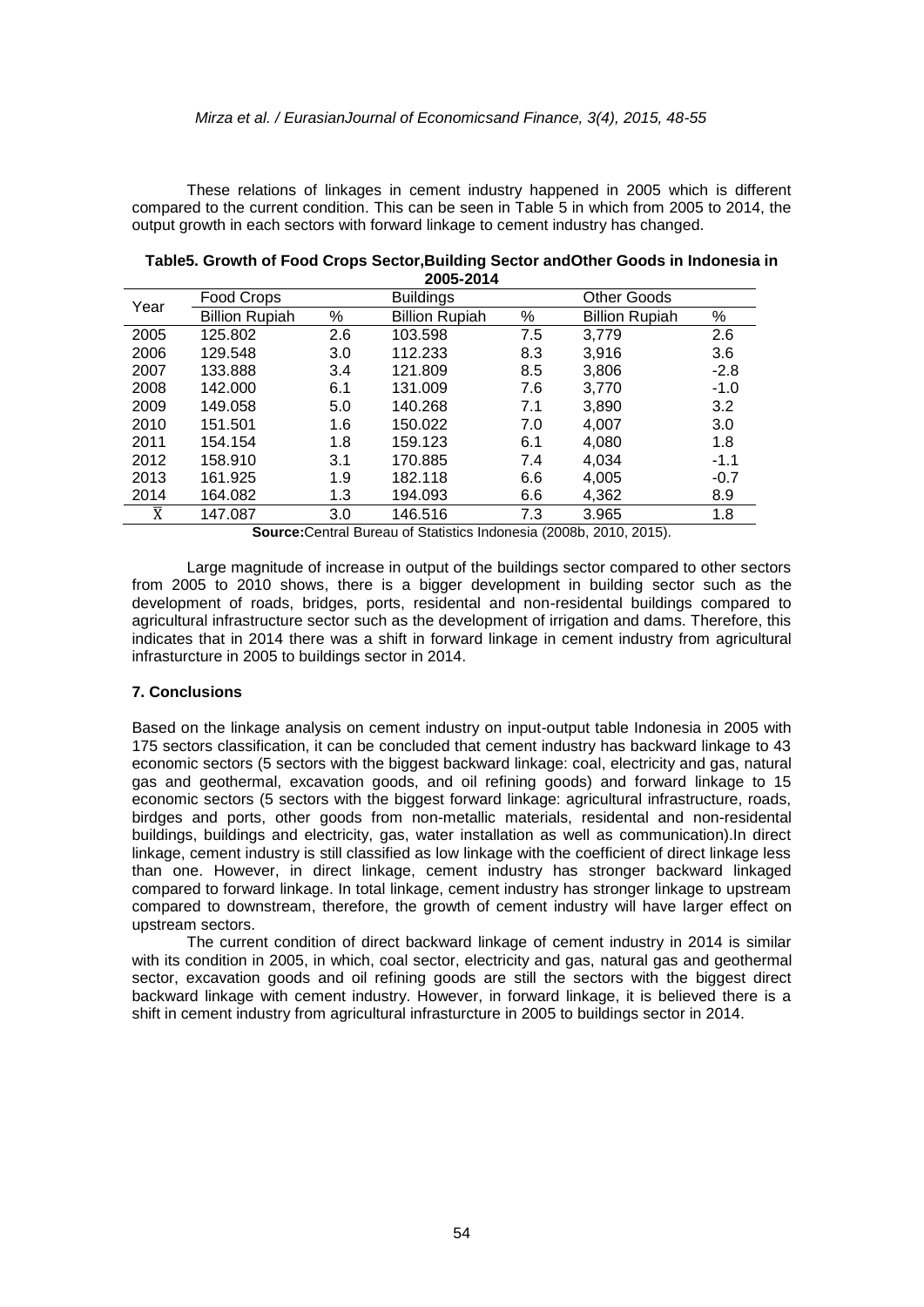These relations of linkages in cement industry happened in 2005 which is different compared to the current condition. This can be seen in Table 5 in which from 2005 to 2014, the output growth in each sectors with forward linkage to cement industry has changed.

**Table5. Growth of Food Crops Sector,Building Sector andOther Goods in Indonesia in 2005-2014**

| Year | Food Crops | | Buildings | | Other Goods | |
|---|---|---|---|---|---|---|
| | Billion Rupiah | % | Billion Rupiah | % | Billion Rupiah | % |
| 2005 | 125.802 | 2.6 | 103.598 | 7.5 | 3,779 | 2.6 |
| 2006 | 129.548 | 3.0 | 112.233 | 8.3 | 3,916 | 3.6 |
| 2007 | 133.888 | 3.4 | 121.809 | 8.5 | 3,806 | -2.8 |
| 2008 | 142.000 | 6.1 | 131.009 | 7.6 | 3,770 | -1.0 |
| 2009 | 149.058 | 5.0 | 140.268 | 7.1 | 3,890 | 3.2 |
| 2010 | 151.501 | 1.6 | 150.022 | 7.0 | 4,007 | 3.0 |
| 2011 | 154.154 | 1.8 | 159.123 | 6.1 | 4,080 | 1.8 |
| 2012 | 158.910 | 3.1 | 170.885 | 7.4 | 4,034 | -1.1 |
| 2013 | 161.925 | 1.9 | 182.118 | 6.6 | 4,005 | -0.7 |
| 2014 | 164.082 | 1.3 | 194.093 | 6.6 | 4,362 | 8.9 |
| $\bar{X}$ | 147.087 | 3.0 | 146.516 | 7.3 | 3.965 | 1.8 |

**Source:**Central Bureau of Statistics Indonesia (2008b, 2010, 2015).

Large magnitude of increase in output of the buildings sector compared to other sectors from 2005 to 2010 shows, there is a bigger development in building sector such as the development of roads, bridges, ports, residental and non-residental buildings compared to agricultural infrastructure sector such as the development of irrigation and dams. Therefore, this indicates that in 2014 there was a shift in forward linkage in cement industry from agricultural infrasturcture in 2005 to buildings sector in 2014.

### 7. Conclusions

Based on the linkage analysis on cement industry on input-output table Indonesia in 2005 with 175 sectors classification, it can be concluded that cement industry has backward linkage to 43 economic sectors (5 sectors with the biggest backward linkage: coal, electricity and gas, natural gas and geothermal, excavation goods, and oil refining goods) and forward linkage to 15 economic sectors (5 sectors with the biggest forward linkage: agricultural infrastructure, roads, birdges and ports, other goods from non-metallic materials, residental and non-residental buildings, buildings and electricity, gas, water installation as well as communication).In direct linkage, cement industry is still classified as low linkage with the coefficient of direct linkage less than one. However, in direct linkage, cement industry has stronger backward linkaged compared to forward linkage. In total linkage, cement industry has stronger linkage to upstream compared to downstream, therefore, the growth of cement industry will have larger effect on upstream sectors.

The current condition of direct backward linkage of cement industry in 2014 is similar with its condition in 2005, in which, coal sector, electricity and gas, natural gas and geothermal sector, excavation goods and oil refining goods are still the sectors with the biggest direct backward linkage with cement industry. However, in forward linkage, it is believed there is a shift in cement industry from agricultural infrasturcture in 2005 to buildings sector in 2014.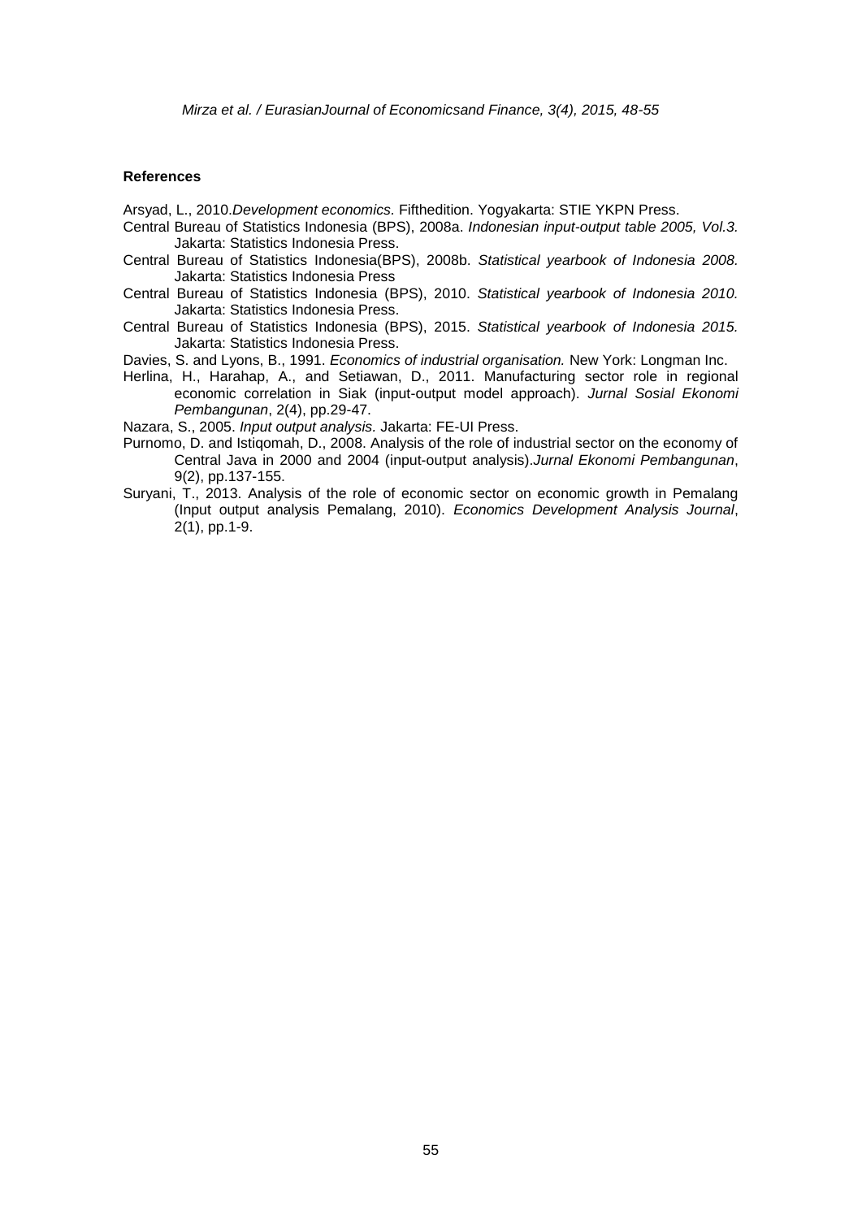**References**

Arsyad, L., 2010.*Development economics.* Fifthedition. Yogyakarta: STIE YKPN Press.

Central Bureau of Statistics Indonesia (BPS), 2008a. *Indonesian input-output table 2005, Vol.3.* Jakarta: Statistics Indonesia Press.

Central Bureau of Statistics Indonesia(BPS), 2008b. *Statistical yearbook of Indonesia 2008.* Jakarta: Statistics Indonesia Press

Central Bureau of Statistics Indonesia (BPS), 2010. *Statistical yearbook of Indonesia 2010.* Jakarta: Statistics Indonesia Press.

Central Bureau of Statistics Indonesia (BPS), 2015. *Statistical yearbook of Indonesia 2015.* Jakarta: Statistics Indonesia Press.

Davies, S. and Lyons, B., 1991. *Economics of industrial organisation.* New York: Longman Inc.

Herlina, H., Harahap, A., and Setiawan, D., 2011. Manufacturing sector role in regional economic correlation in Siak (input-output model approach). *Jurnal Sosial Ekonomi Pembangunan*, 2(4), pp.29-47.

Nazara, S., 2005. *Input output analysis.* Jakarta: FE-UI Press.

Purnomo, D. and Istiqomah, D., 2008. Analysis of the role of industrial sector on the economy of Central Java in 2000 and 2004 (input-output analysis).*Jurnal Ekonomi Pembangunan*, 9(2), pp.137-155.

Suryani, T., 2013. Analysis of the role of economic sector on economic growth in Pemalang (Input output analysis Pemalang, 2010). *Economics Development Analysis Journal*, 2(1), pp.1-9.